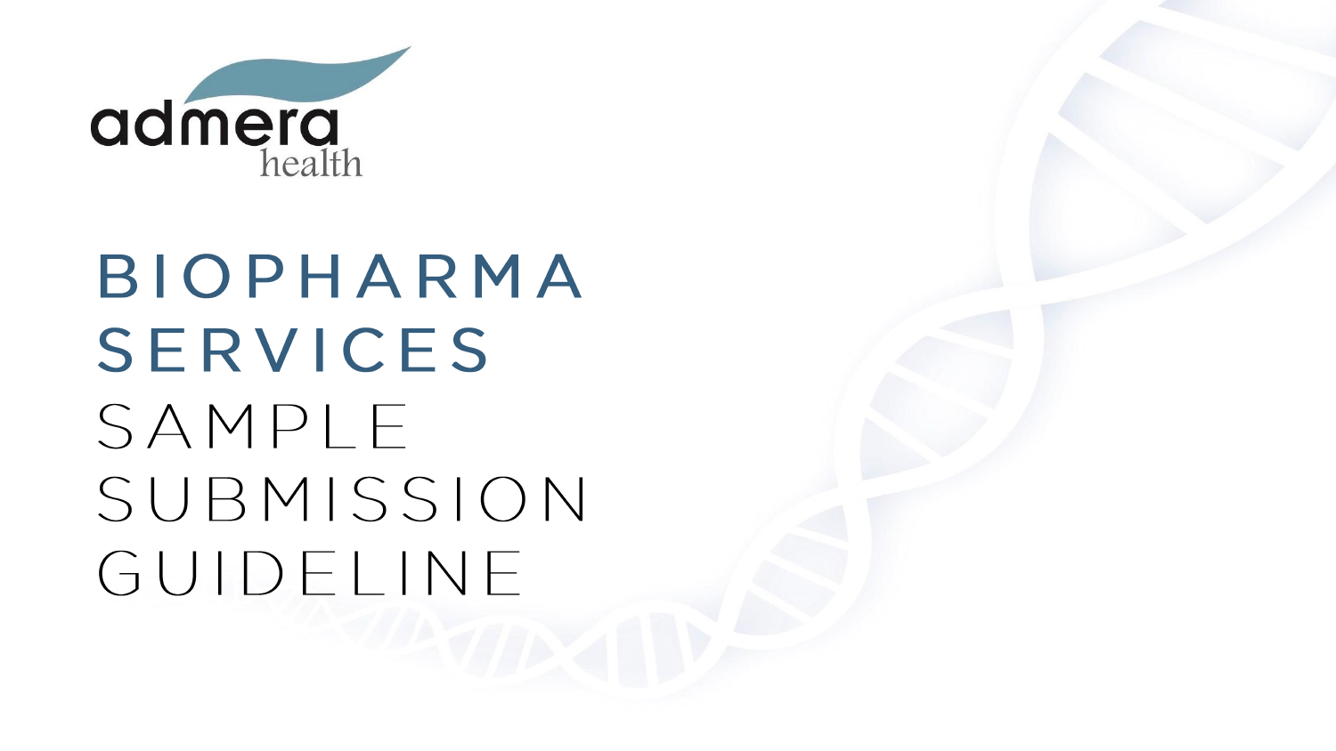admera health

# BIOPHARMA SERVICES SAMPLE SUBMISSION GUIDELINE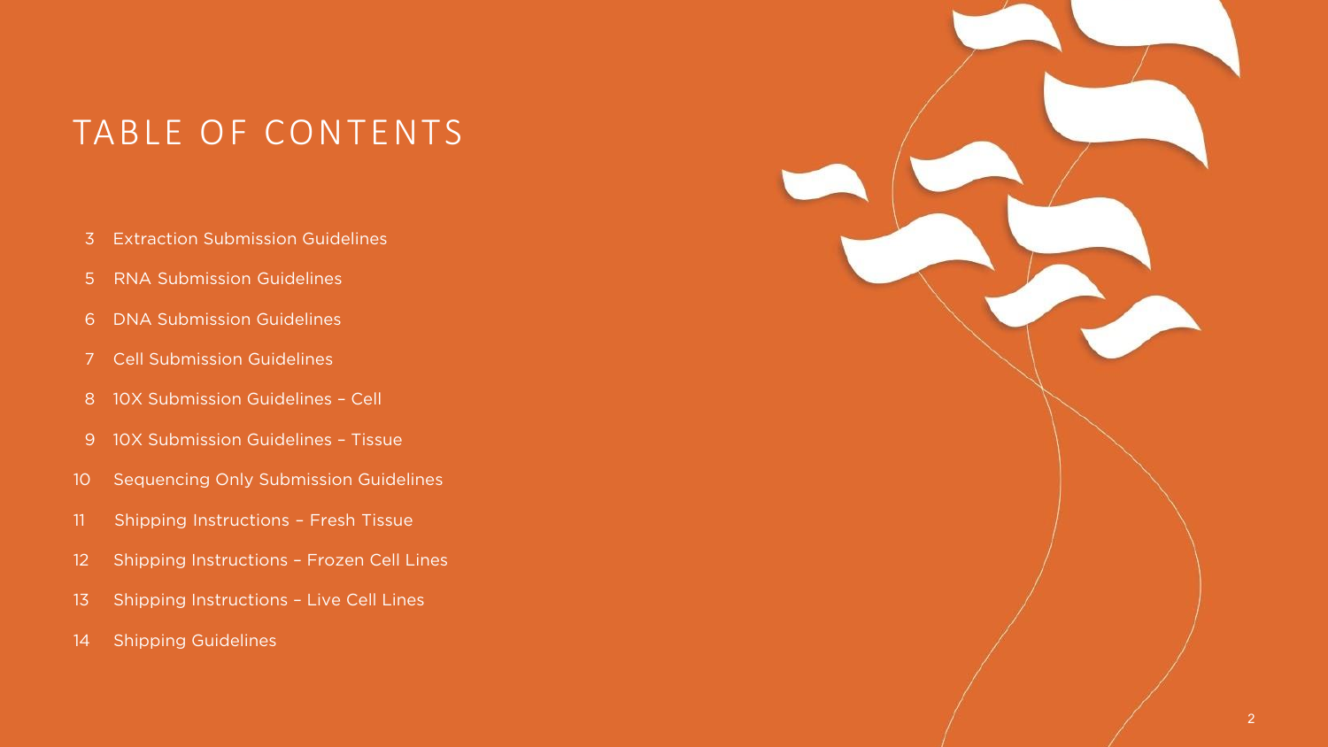# TABLE OF CONTENTS

- 3 Extraction Submission Guidelines
- 5 RNA Submission Guidelines
- 6 DNA Submission Guidelines
- 7 Cell Submission Guidelines
- 8 10X Submission Guidelines – Cell
- 9 10X Submission Guidelines – Tissue
- 10 Sequencing Only Submission Guidelines
- 11 Shipping Instructions – Fresh Tissue
- 12 Shipping Instructions – Frozen Cell Lines
- 13 Shipping Instructions – Live Cell Lines
- 14 Shipping Guidelines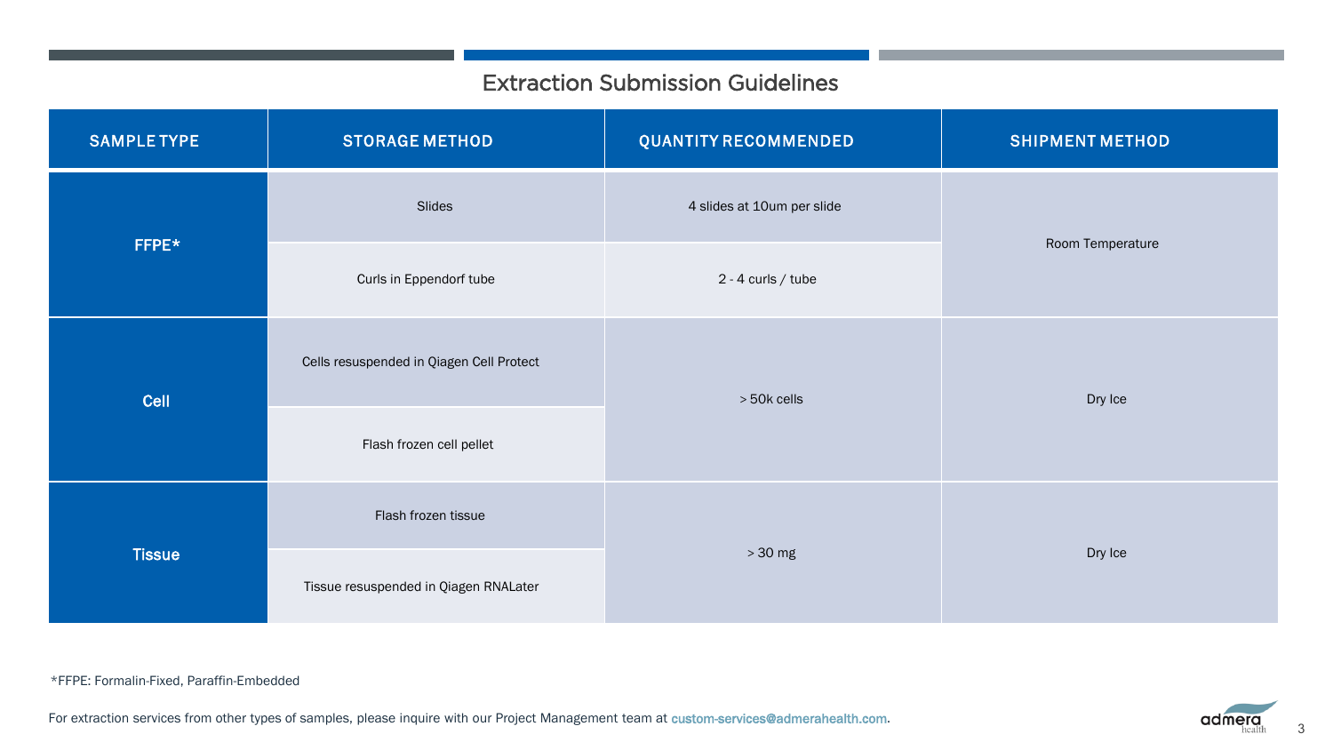# Extraction Submission Guidelines

| SAMPLE TYPE | STORAGE METHOD | QUANTITY RECOMMENDED | SHIPMENT METHOD |
|---|---|---|---|
| FFPE* | Slides | 4 slides at 10um per slide | Room Temperature |
| | Curls in Eppendorf tube | 2 - 4 curls / tube | |
| Cell | Cells resuspended in Qiagen Cell Protect | > 50k cells | Dry Ice |
| | Flash frozen cell pellet | | |
| Tissue | Flash frozen tissue | > 30 mg | Dry Ice |
| | Tissue resuspended in Qiagen RNALater | | |

*FFPE: Formalin-Fixed, Paraffin-Embedded

For extraction services from other types of samples, please inquire with our Project Management team at custom-services@admerahealth.com.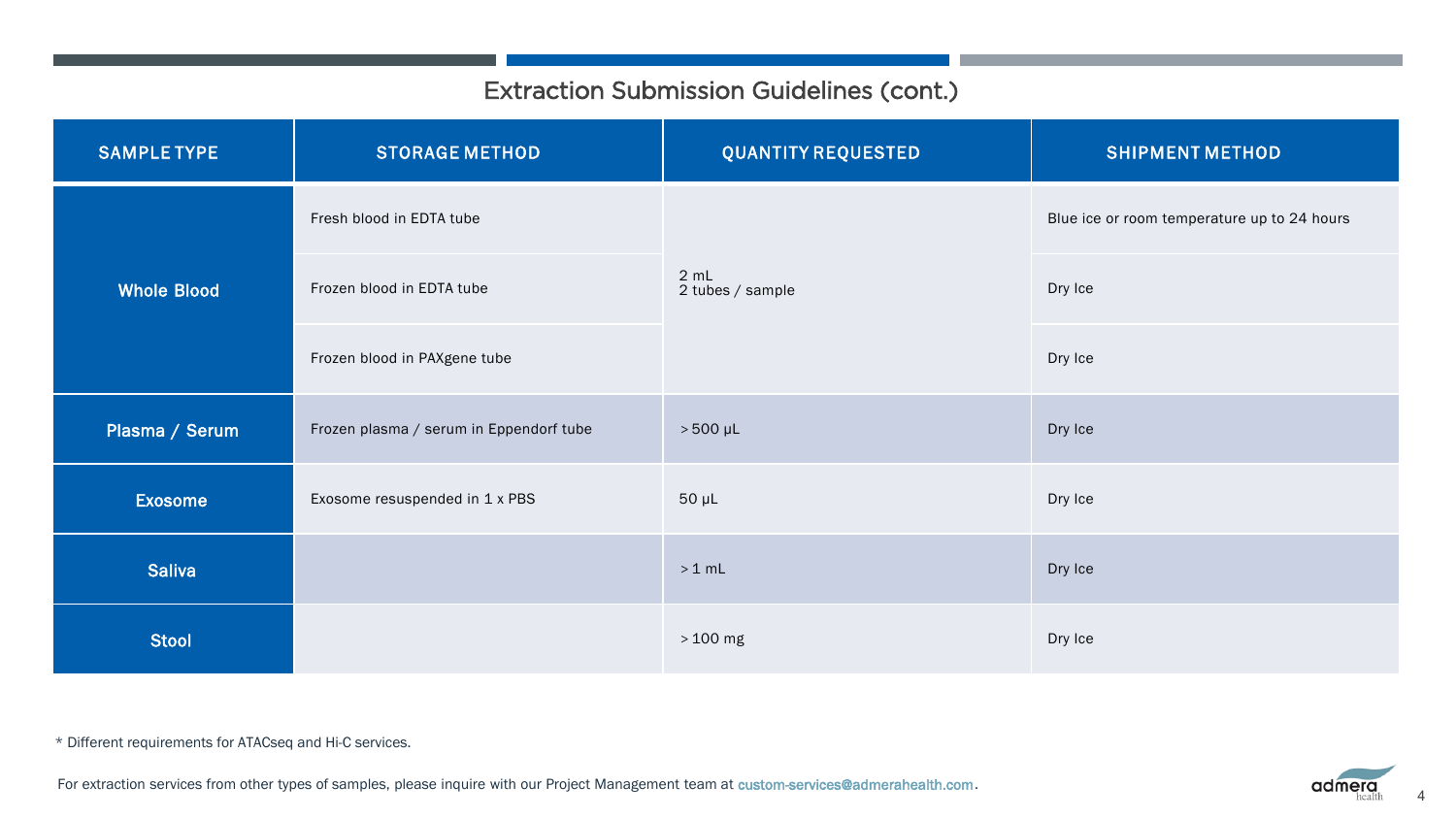# Extraction Submission Guidelines (cont.)

| SAMPLE TYPE | STORAGE METHOD | QUANTITY REQUESTED | SHIPMENT METHOD |
|---|---|---|---|
| **Whole Blood** | Fresh blood in EDTA tube | 2 mL<br>2 tubes / sample | Blue ice or room temperature up to 24 hours |
| | Frozen blood in EDTA tube | | Dry Ice |
| | Frozen blood in PAXgene tube | | Dry Ice |
| **Plasma / Serum** | Frozen plasma / serum in Eppendorf tube | > 500 µL | Dry Ice |
| **Exosome** | Exosome resuspended in 1 x PBS | 50 µL | Dry Ice |
| **Saliva** | | > 1 mL | Dry Ice |
| **Stool** | | > 100 mg | Dry Ice |

* Different requirements for ATACseq and Hi-C services.

For extraction services from other types of samples, please inquire with our Project Management team at custom-services@admerahealth.com.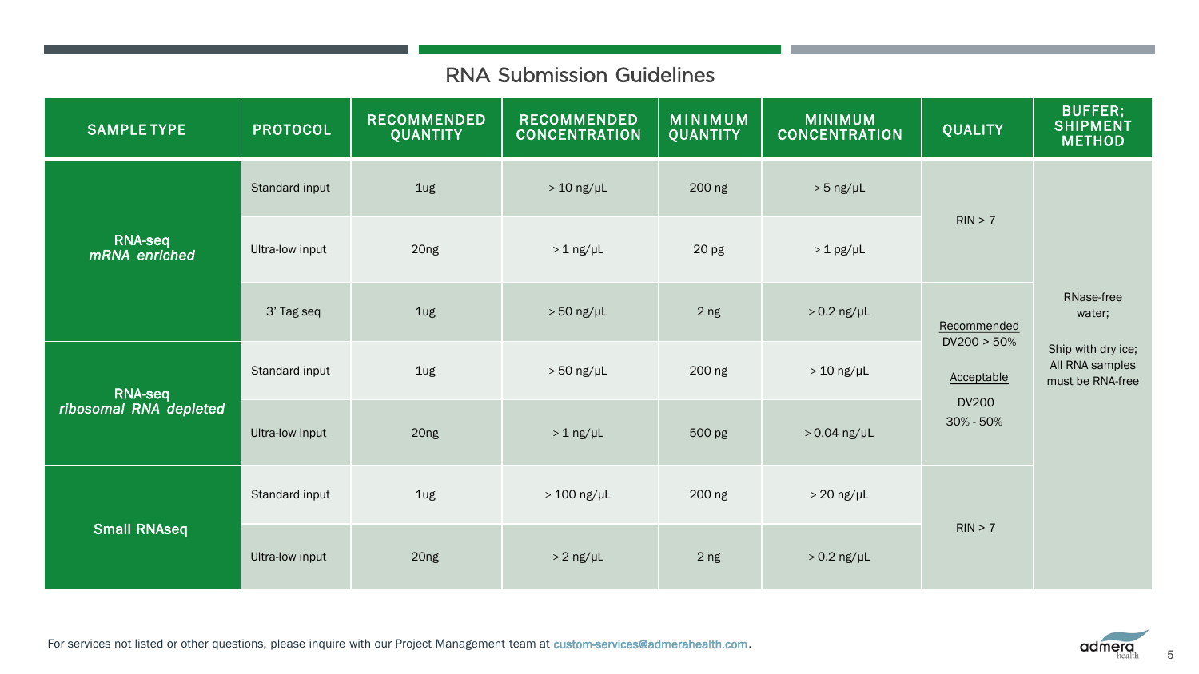## RNA Submission Guidelines

| SAMPLE TYPE | PROTOCOL | RECOMMENDED QUANTITY | RECOMMENDED CONCENTRATION | MINIMUM QUANTITY | MINIMUM CONCENTRATION | QUALITY | BUFFER; SHIPMENT METHOD |
|---|---|---|---|---|---|---|---|
| **RNA-seq** ***mRNA enriched*** | Standard input | 1ug | > 10 ng/µL | 200 ng | > 5 ng/µL | RIN > 7 | RNase-free water; Ship with dry ice; All RNA samples must be RNA-free |
| | Ultra-low input | 20ng | > 1 ng/µL | 20 pg | > 1 pg/µL | | |
| | 3' Tag seq | 1ug | > 50 ng/µL | 2 ng | > 0.2 ng/µL | Recommended DV200 > 50%; Acceptable DV200 30% - 50% | |
| **RNA-seq** ***ribosomal RNA depleted*** | Standard input | 1ug | > 50 ng/µL | 200 ng | > 10 ng/µL | | |
| | Ultra-low input | 20ng | > 1 ng/µL | 500 pg | > 0.04 ng/µL | | |
| **Small RNAseq** | Standard input | 1ug | > 100 ng/µL | 200 ng | > 20 ng/µL | RIN > 7 | |
| | Ultra-low input | 20ng | > 2 ng/µL | 2 ng | > 0.2 ng/µL | | |

For services not listed or other questions, please inquire with our Project Management team at custom-services@admerahealth.com.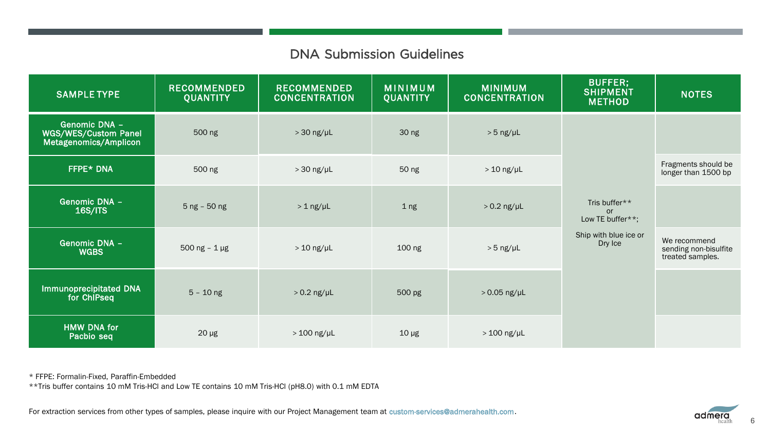## DNA Submission Guidelines

| SAMPLE TYPE | RECOMMENDED QUANTITY | RECOMMENDED CONCENTRATION | MINIMUM QUANTITY | MINIMUM CONCENTRATION | BUFFER; SHIPMENT METHOD | NOTES |
|---|---|---|---|---|---|---|
| Genomic DNA – WGS/WES/Custom Panel Metagenomics/Amplicon | 500 ng | > 30 ng/µL | 30 ng | > 5 ng/µL | Tris buffer** or Low TE buffer**; Ship with blue ice or Dry Ice | |
| FFPE* DNA | 500 ng | > 30 ng/µL | 50 ng | > 10 ng/µL | | Fragments should be longer than 1500 bp |
| Genomic DNA – 16S/ITS | 5 ng – 50 ng | > 1 ng/µL | 1 ng | > 0.2 ng/µL | | |
| Genomic DNA – WGBS | 500 ng – 1 µg | > 10 ng/µL | 100 ng | > 5 ng/µL | | We recommend sending non-bisulfite treated samples. |
| Immunoprecipitated DNA for ChIPseq | 5 – 10 ng | > 0.2 ng/µL | 500 pg | > 0.05 ng/µL | | |
| HMW DNA for Pacbio seq | 20 µg | > 100 ng/µL | 10 µg | > 100 ng/µL | | |

* FFPE: Formalin-Fixed, Paraffin-Embedded

**Tris buffer contains 10 mM Tris-HCl and Low TE contains 10 mM Tris-HCl (pH8.0) with 0.1 mM EDTA

For extraction services from other types of samples, please inquire with our Project Management team at custom-services@admerahealth.com.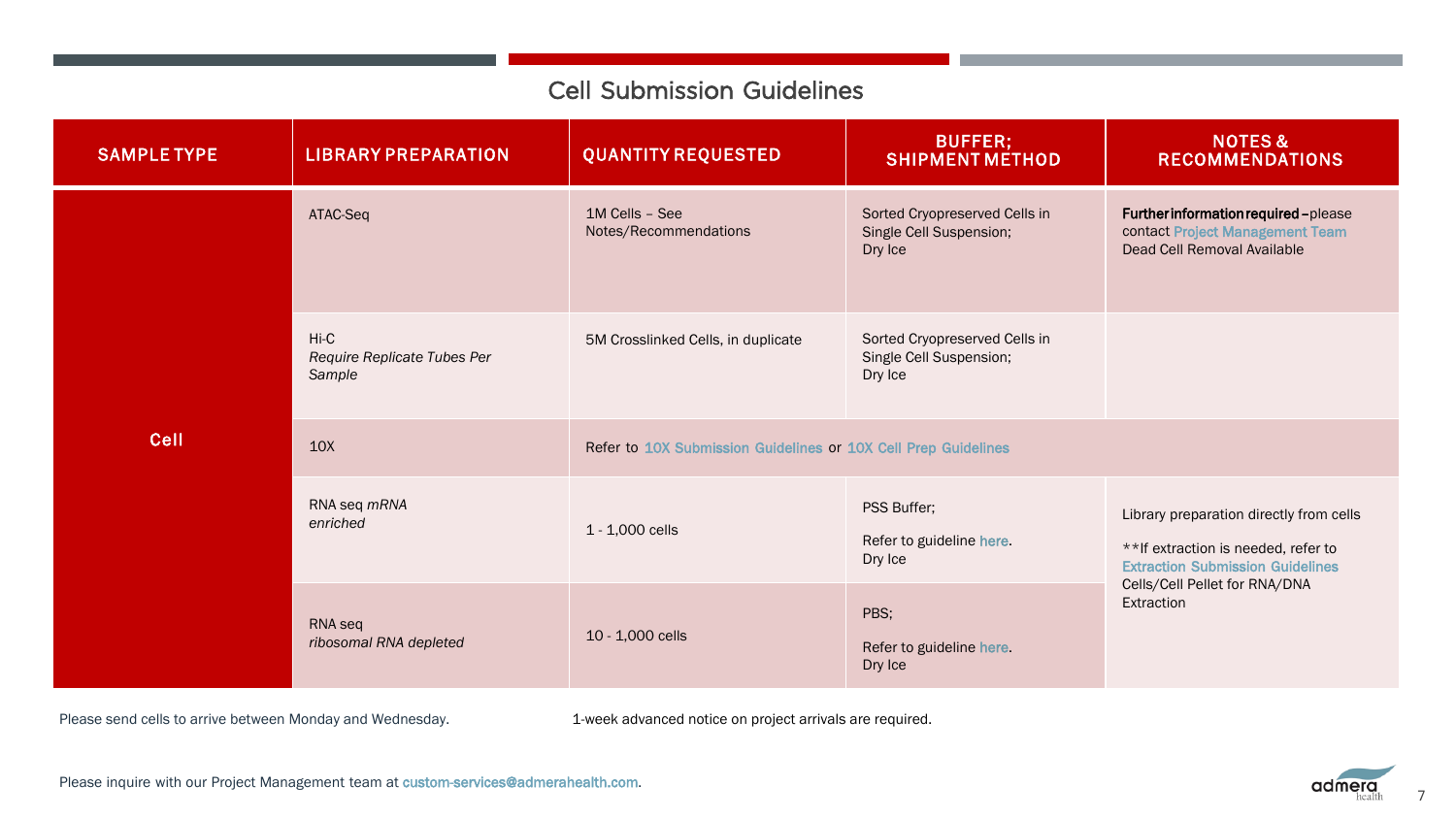# Cell Submission Guidelines

| SAMPLE TYPE | LIBRARY PREPARATION | QUANTITY REQUESTED | BUFFER; SHIPMENT METHOD | NOTES & RECOMMENDATIONS |
|---|---|---|---|---|
| Cell | ATAC-Seq | 1M Cells – See Notes/Recommendations | Sorted Cryopreserved Cells in Single Cell Suspension; Dry Ice | **Further information required** – please contact Project Management Team Dead Cell Removal Available |
| | Hi-C *Require Replicate Tubes Per Sample* | 5M Crosslinked Cells, in duplicate | Sorted Cryopreserved Cells in Single Cell Suspension; Dry Ice | |
| | 10X | Refer to 10X Submission Guidelines or 10X Cell Prep Guidelines | | |
| | RNA seq *mRNA enriched* | 1 - 1,000 cells | PSS Buffer; Refer to guideline here. Dry Ice | Library preparation directly from cells **If extraction is needed, refer to Extraction Submission Guidelines Cells/Cell Pellet for RNA/DNA Extraction |
| | RNA seq *ribosomal RNA depleted* | 10 - 1,000 cells | PBS; Refer to guideline here. Dry Ice | |

Please send cells to arrive between Monday and Wednesday.

1-week advanced notice on project arrivals are required.

Please inquire with our Project Management team at custom-services@admerahealth.com.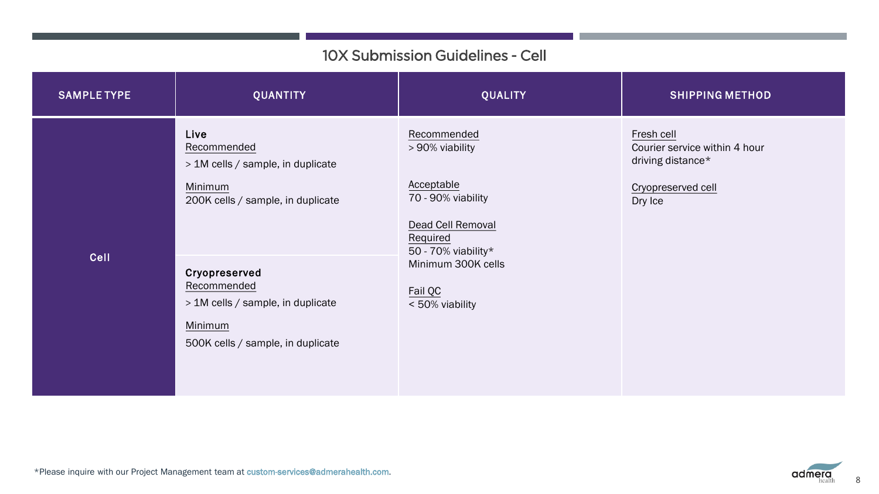# 10X Submission Guidelines - Cell

<table>
<thead>
<tr>
<th>SAMPLE TYPE</th>
<th>QUANTITY</th>
<th>QUALITY</th>
<th>SHIPPING METHOD</th>
</tr>
</thead>
<tbody>
<tr>
<td rowspan="2">Cell</td>
<td><strong>Live</strong><br><u>Recommended</u><br>&gt; 1M cells / sample, in duplicate<br><u>Minimum</u><br>200K cells / sample, in duplicate</td>
<td rowspan="2"><u>Recommended</u><br>&gt; 90% viability<br><u>Acceptable</u><br>70 - 90% viability<br><u>Dead Cell Removal Required</u><br>50 - 70% viability*<br>Minimum 300K cells<br><u>Fail QC</u><br>&lt; 50% viability</td>
<td rowspan="2"><u>Fresh cell</u><br>Courier service within 4 hour driving distance*<br><u>Cryopreserved cell</u><br>Dry Ice</td>
</tr>
<tr>
<td><strong>Cryopreserved</strong><br><u>Recommended</u><br>&gt; 1M cells / sample, in duplicate<br><u>Minimum</u><br>500K cells / sample, in duplicate</td>
</tr>
</tbody>
</table>

*Please inquire with our Project Management team at custom-services@admerahealth.com.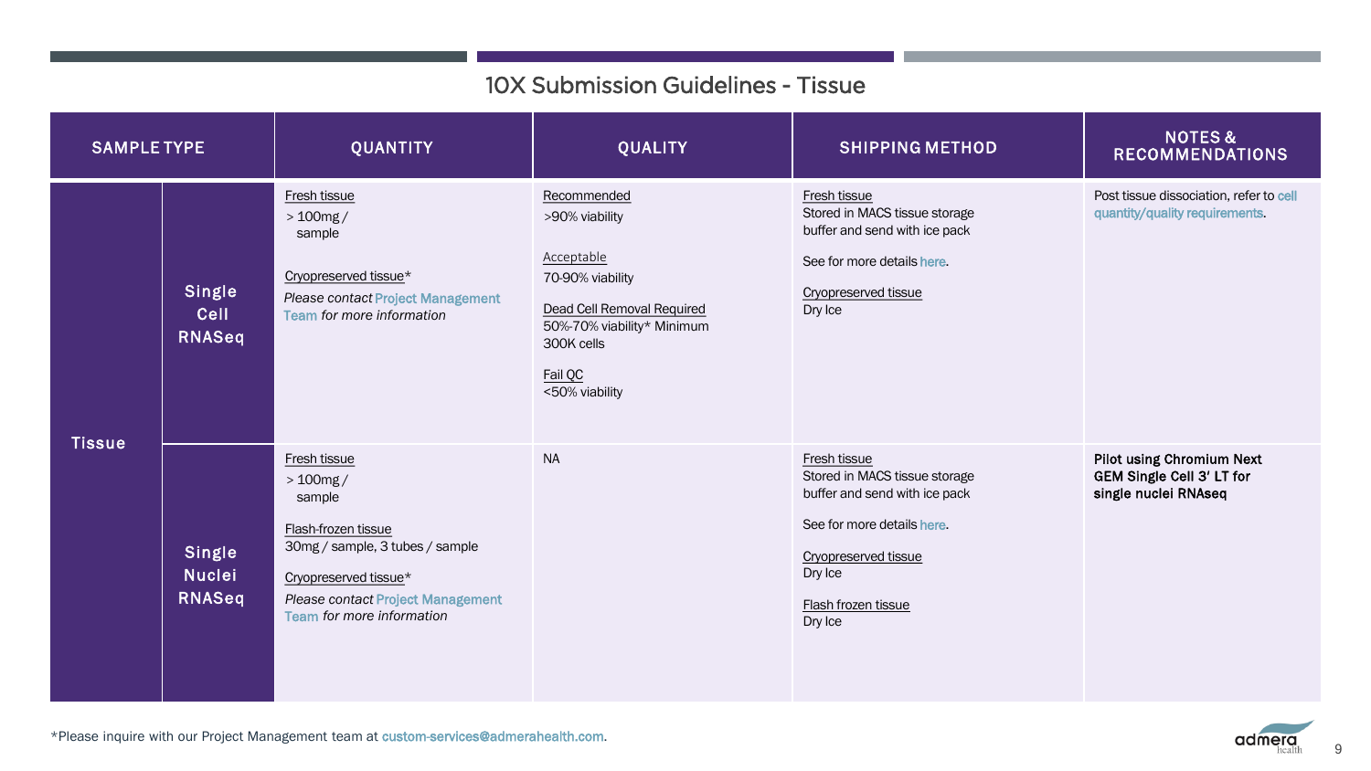# 10X Submission Guidelines - Tissue

| SAMPLE TYPE | | QUANTITY | QUALITY | SHIPPING METHOD | NOTES & RECOMMENDATIONS |
|---|---|---|---|---|---|
| Tissue | Single Cell RNASeq | Fresh tissue<br>> 100mg / sample<br><br>Cryopreserved tissue*<br>*Please contact* Project Management Team *for more information* | Recommended<br>>90% viability<br><br>Acceptable<br>70-90% viability<br><br>Dead Cell Removal Required<br>50%-70% viability* Minimum 300K cells<br><br>Fail QC<br><50% viability | Fresh tissue<br>Stored in MACS tissue storage buffer and send with ice pack<br><br>See for more details here.<br><br>Cryopreserved tissue<br>Dry Ice | Post tissue dissociation, refer to cell quantity/quality requirements. |
| | Single Nuclei RNASeq | Fresh tissue<br>> 100mg / sample<br><br>Flash-frozen tissue<br>30mg / sample, 3 tubes / sample<br><br>Cryopreserved tissue*<br>*Please contact* Project Management Team *for more information* | NA | Fresh tissue<br>Stored in MACS tissue storage buffer and send with ice pack<br><br>See for more details here.<br><br>Cryopreserved tissue<br>Dry Ice<br><br>Flash frozen tissue<br>Dry Ice | **Pilot using Chromium Next GEM Single Cell 3′ LT for single nuclei RNAseq** |

*Please inquire with our Project Management team at custom-services@admerahealth.com.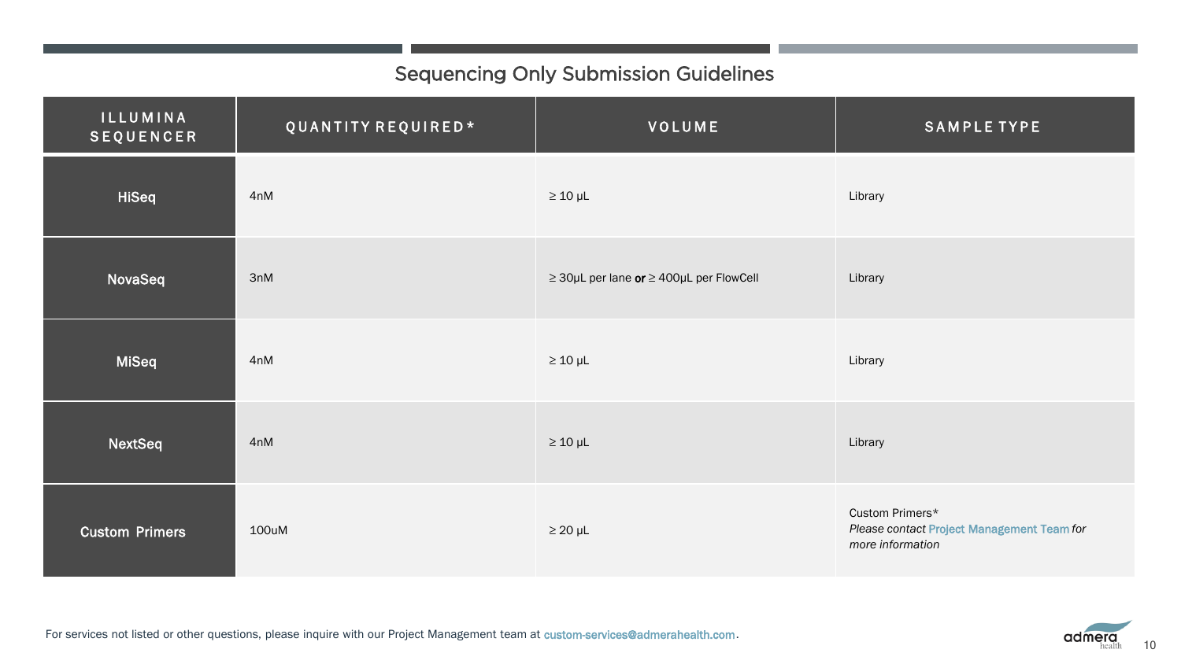## Sequencing Only Submission Guidelines

| ILLUMINA SEQUENCER | QUANTITY REQUIRED* | VOLUME | SAMPLE TYPE |
|---|---|---|---|
| **HiSeq** | 4nM | ≥ 10 µL | Library |
| **NovaSeq** | 3nM | ≥ 30µL per lane **or** ≥ 400µL per FlowCell | Library |
| **MiSeq** | 4nM | ≥ 10 µL | Library |
| **NextSeq** | 4nM | ≥ 10 µL | Library |
| **Custom Primers** | 100uM | ≥ 20 µL | Custom Primers* *Please contact Project Management Team for more information* |

For services not listed or other questions, please inquire with our Project Management team at custom-services@admerahealth.com.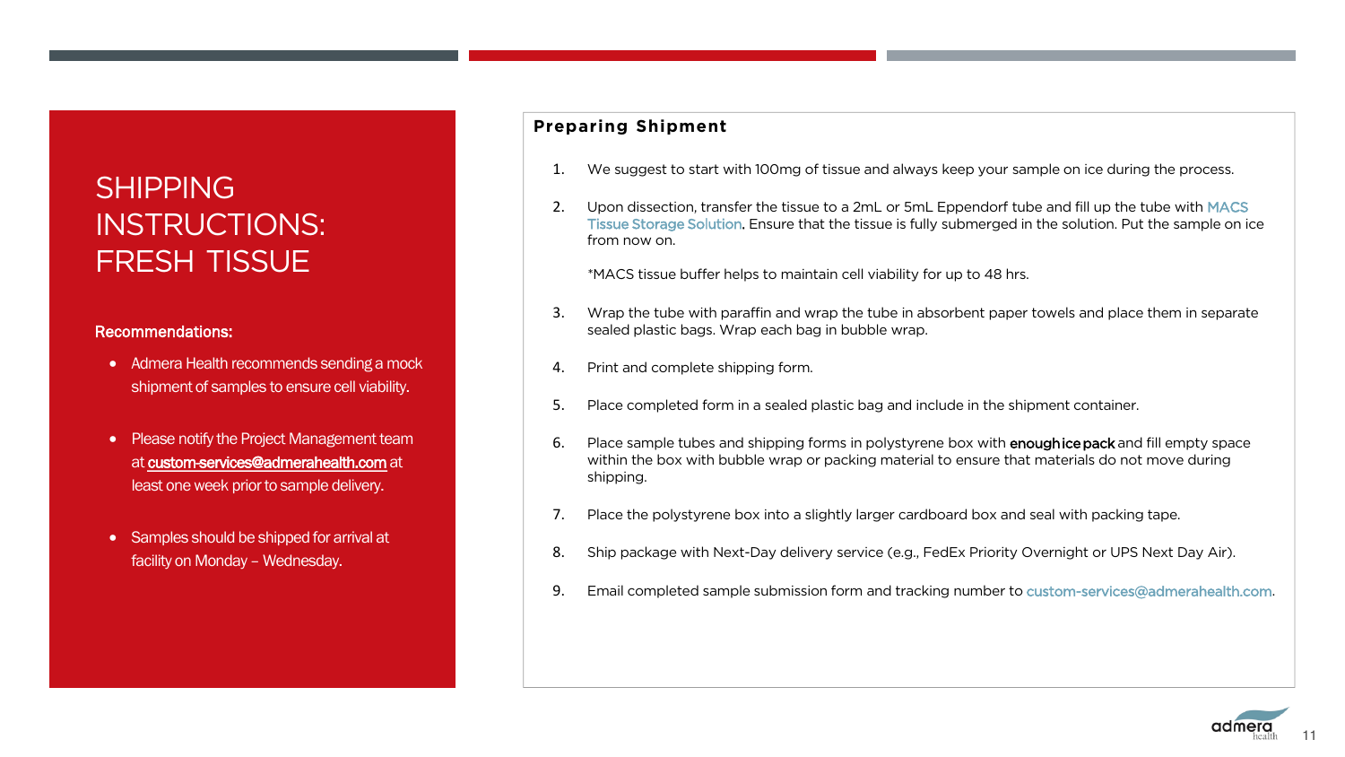# SHIPPING INSTRUCTIONS: FRESH TISSUE

**Recommendations:**

- Admera Health recommends sending a mock shipment of samples to ensure cell viability.
- Please notify the Project Management team at **custom-services@admerahealth.com** at least one week prior to sample delivery.
- Samples should be shipped for arrival at facility on Monday – Wednesday.

## Preparing Shipment

1. We suggest to start with 100mg of tissue and always keep your sample on ice during the process.
2. Upon dissection, transfer the tissue to a 2mL or 5mL Eppendorf tube and fill up the tube with MACS Tissue Storage Solution. Ensure that the tissue is fully submerged in the solution. Put the sample on ice from now on.

   *MACS tissue buffer helps to maintain cell viability for up to 48 hrs.

3. Wrap the tube with paraffin and wrap the tube in absorbent paper towels and place them in separate sealed plastic bags. Wrap each bag in bubble wrap.
4. Print and complete shipping form.
5. Place completed form in a sealed plastic bag and include in the shipment container.
6. Place sample tubes and shipping forms in polystyrene box with enough ice pack and fill empty space within the box with bubble wrap or packing material to ensure that materials do not move during shipping.
7. Place the polystyrene box into a slightly larger cardboard box and seal with packing tape.
8. Ship package with Next-Day delivery service (e.g., FedEx Priority Overnight or UPS Next Day Air).
9. Email completed sample submission form and tracking number to custom-services@admerahealth.com.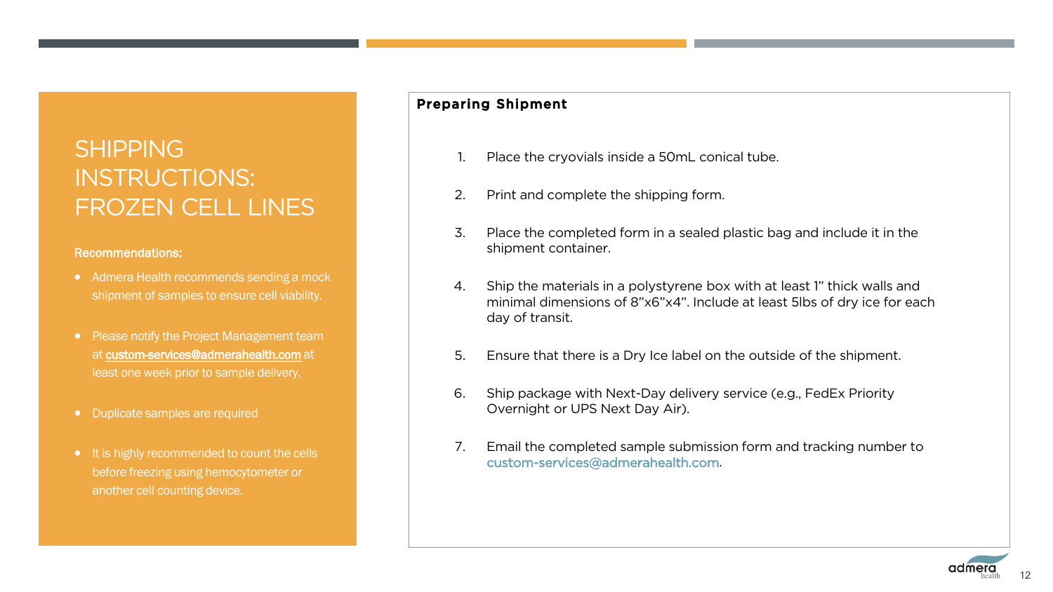# SHIPPING INSTRUCTIONS: FROZEN CELL LINES

**Recommendations:**

- Admera Health recommends sending a mock shipment of samples to ensure cell viability.
- Please notify the Project Management team at custom-services@admerahealth.com at least one week prior to sample delivery.
- Duplicate samples are required
- It is highly recommended to count the cells before freezing using hemocytometer or another cell counting device.

**Preparing Shipment**

1. Place the cryovials inside a 50mL conical tube.
2. Print and complete the shipping form.
3. Place the completed form in a sealed plastic bag and include it in the shipment container.
4. Ship the materials in a polystyrene box with at least 1" thick walls and minimal dimensions of 8"x6"x4". Include at least 5lbs of dry ice for each day of transit.
5. Ensure that there is a Dry Ice label on the outside of the shipment.
6. Ship package with Next-Day delivery service (e.g., FedEx Priority Overnight or UPS Next Day Air).
7. Email the completed sample submission form and tracking number to custom-services@admerahealth.com.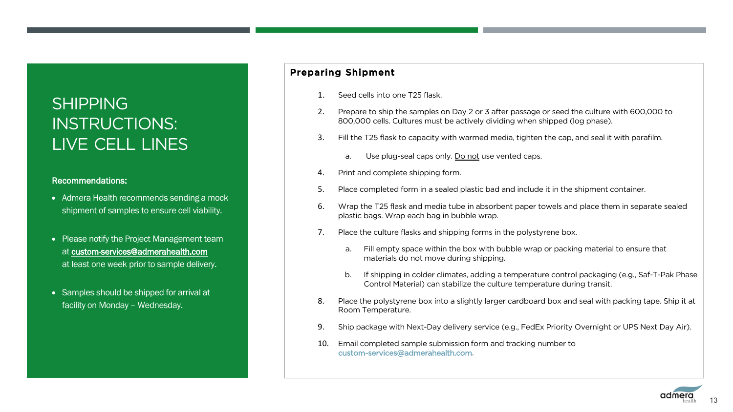# SHIPPING INSTRUCTIONS: LIVE CELL LINES

**Recommendations:**

- Admera Health recommends sending a mock shipment of samples to ensure cell viability.
- Please notify the Project Management team at **custom-services@admerahealth.com** at least one week prior to sample delivery.
- Samples should be shipped for arrival at facility on Monday – Wednesday.

## Preparing Shipment

1. Seed cells into one T25 flask.
2. Prepare to ship the samples on Day 2 or 3 after passage or seed the culture with 600,000 to 800,000 cells. Cultures must be actively dividing when shipped (log phase).
3. Fill the T25 flask to capacity with warmed media, tighten the cap, and seal it with parafilm.
   a. Use plug-seal caps only. Do not use vented caps.
4. Print and complete shipping form.
5. Place completed form in a sealed plastic bad and include it in the shipment container.
6. Wrap the T25 flask and media tube in absorbent paper towels and place them in separate sealed plastic bags. Wrap each bag in bubble wrap.
7. Place the culture flasks and shipping forms in the polystyrene box.
   a. Fill empty space within the box with bubble wrap or packing material to ensure that materials do not move during shipping.
   b. If shipping in colder climates, adding a temperature control packaging (e.g., Saf-T-Pak Phase Control Material) can stabilize the culture temperature during transit.
8. Place the polystyrene box into a slightly larger cardboard box and seal with packing tape. Ship it at Room Temperature.
9. Ship package with Next-Day delivery service (e.g., FedEx Priority Overnight or UPS Next Day Air).
10. Email completed sample submission form and tracking number to custom-services@admerahealth.com.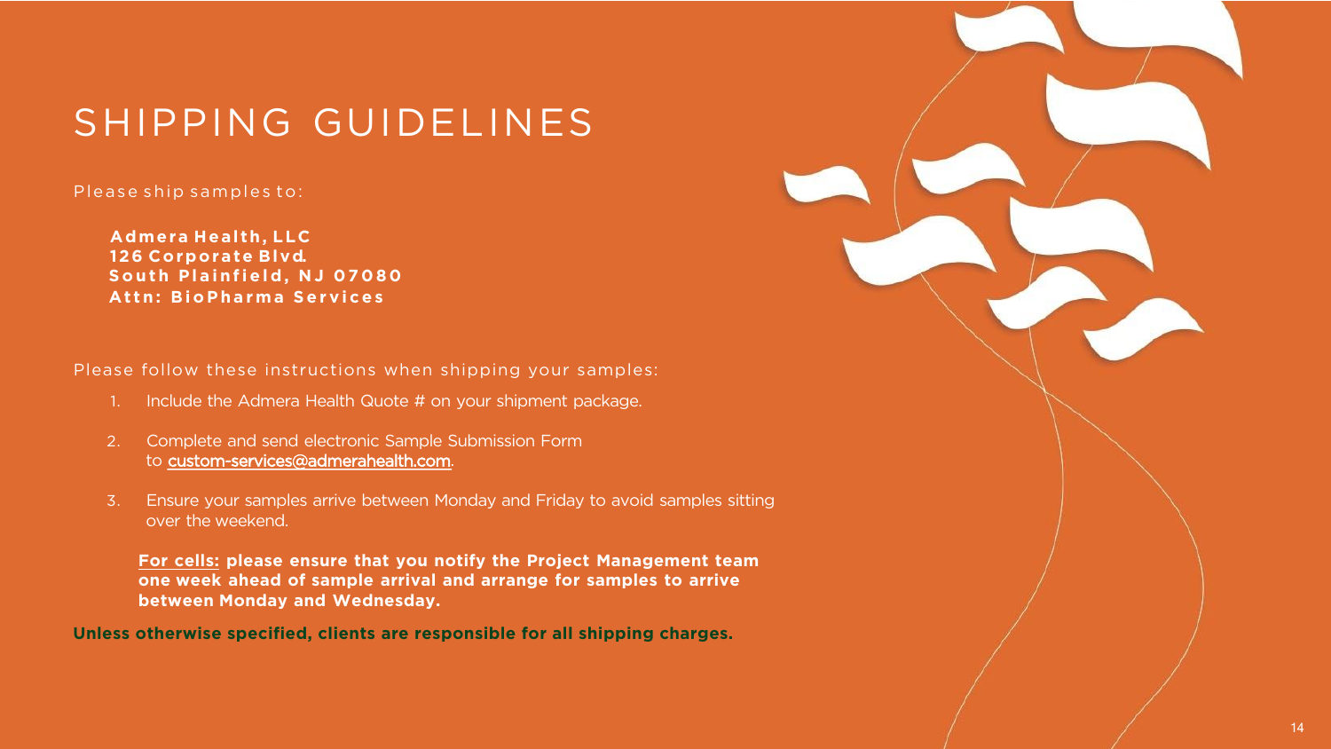# SHIPPING GUIDELINES

Please ship samples to:

**Admera Health, LLC**
**126 Corporate Blvd.**
**South Plainfield, NJ 07080**
**Attn: BioPharma Services**

Please follow these instructions when shipping your samples:

1. Include the Admera Health Quote # on your shipment package.
2. Complete and send electronic Sample Submission Form to custom-services@admerahealth.com.
3. Ensure your samples arrive between Monday and Friday to avoid samples sitting over the weekend.

**For cells: please ensure that you notify the Project Management team one week ahead of sample arrival and arrange for samples to arrive between Monday and Wednesday.**

**Unless otherwise specified, clients are responsible for all shipping charges.**